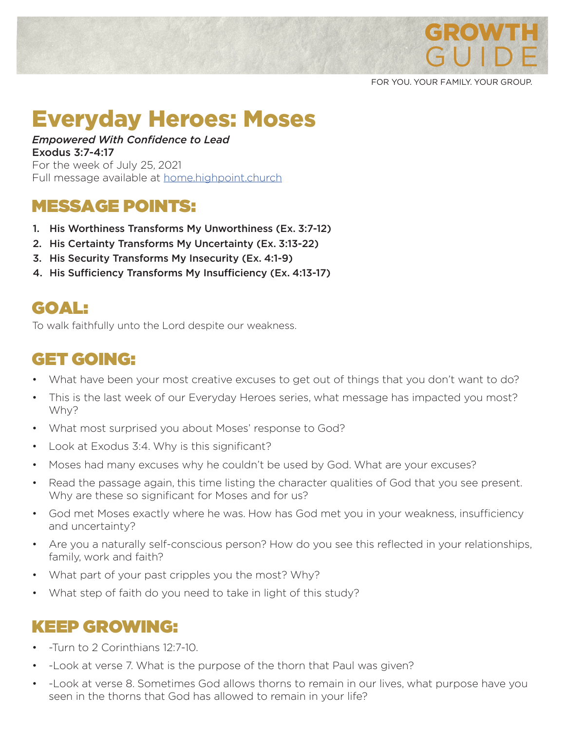# GROWTH GUIDE

FOR YOU. YOUR FAMILY. YOUR GROUP.

# Everyday Heroes: Moses

***Empowered With Confidence to Lead***
**Exodus 3:7-4:17**
For the week of July 25, 2021
Full message available at home.highpoint.church

## MESSAGE POINTS:

1. **His Worthiness Transforms My Unworthiness (Ex. 3:7-12)**
2. **His Certainty Transforms My Uncertainty (Ex. 3:13-22)**
3. **His Security Transforms My Insecurity (Ex. 4:1-9)**
4. **His Sufficiency Transforms My Insufficiency (Ex. 4:13-17)**

## GOAL:

To walk faithfully unto the Lord despite our weakness.

## GET GOING:

- What have been your most creative excuses to get out of things that you don't want to do?
- This is the last week of our Everyday Heroes series, what message has impacted you most? Why?
- What most surprised you about Moses' response to God?
- Look at Exodus 3:4. Why is this significant?
- Moses had many excuses why he couldn't be used by God. What are your excuses?
- Read the passage again, this time listing the character qualities of God that you see present. Why are these so significant for Moses and for us?
- God met Moses exactly where he was. How has God met you in your weakness, insufficiency and uncertainty?
- Are you a naturally self-conscious person? How do you see this reflected in your relationships, family, work and faith?
- What part of your past cripples you the most? Why?
- What step of faith do you need to take in light of this study?

## KEEP GROWING:

- -Turn to 2 Corinthians 12:7-10.
- -Look at verse 7. What is the purpose of the thorn that Paul was given?
- -Look at verse 8. Sometimes God allows thorns to remain in our lives, what purpose have you seen in the thorns that God has allowed to remain in your life?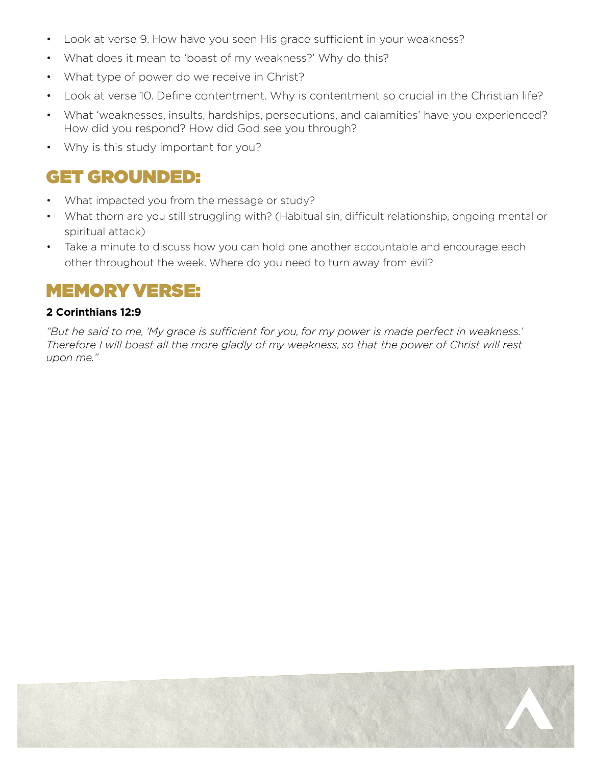- Look at verse 9. How have you seen His grace sufficient in your weakness?
- What does it mean to 'boast of my weakness?' Why do this?
- What type of power do we receive in Christ?
- Look at verse 10. Define contentment. Why is contentment so crucial in the Christian life?
- What 'weaknesses, insults, hardships, persecutions, and calamities' have you experienced? How did you respond? How did God see you through?
- Why is this study important for you?

## GET GROUNDED:

- What impacted you from the message or study?
- What thorn are you still struggling with? (Habitual sin, difficult relationship, ongoing mental or spiritual attack)
- Take a minute to discuss how you can hold one another accountable and encourage each other throughout the week. Where do you need to turn away from evil?

## MEMORY VERSE:

**2 Corinthians 12:9**

*"But he said to me, 'My grace is sufficient for you, for my power is made perfect in weakness.' Therefore I will boast all the more gladly of my weakness, so that the power of Christ will rest upon me."*